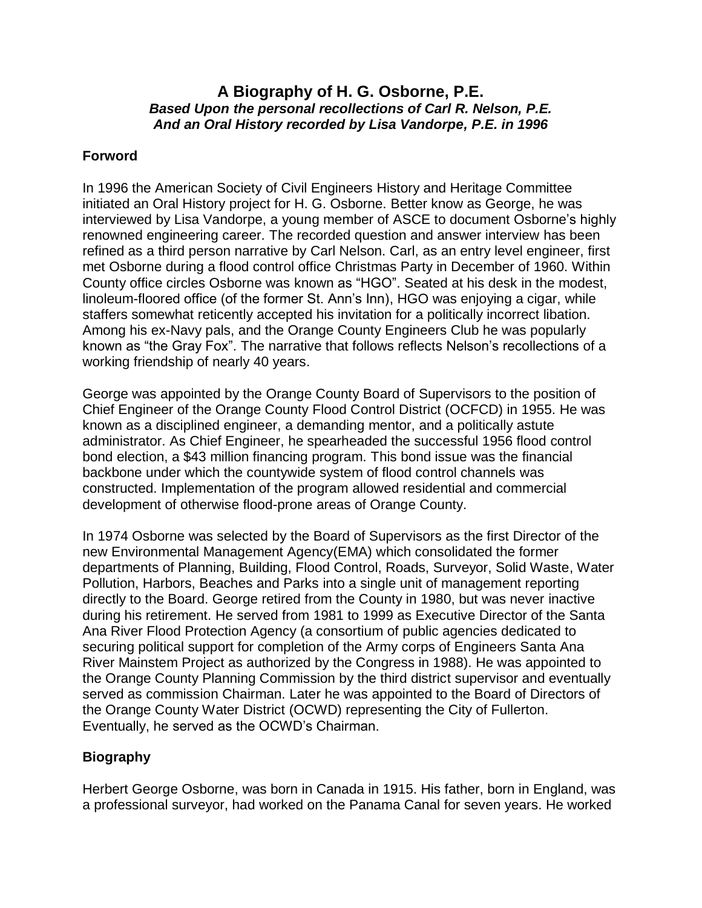# A Biography of H. G. Osborne, P.E.

***Based Upon the personal recollections of Carl R. Nelson, P.E.***
***And an Oral History recorded by Lisa Vandorpe, P.E. in 1996***

## Forword

In 1996 the American Society of Civil Engineers History and Heritage Committee initiated an Oral History project for H. G. Osborne. Better know as George, he was interviewed by Lisa Vandorpe, a young member of ASCE to document Osborne's highly renowned engineering career. The recorded question and answer interview has been refined as a third person narrative by Carl Nelson. Carl, as an entry level engineer, first met Osborne during a flood control office Christmas Party in December of 1960. Within County office circles Osborne was known as "HGO". Seated at his desk in the modest, linoleum-floored office (of the former St. Ann's Inn), HGO was enjoying a cigar, while staffers somewhat reticently accepted his invitation for a politically incorrect libation. Among his ex-Navy pals, and the Orange County Engineers Club he was popularly known as "the Gray Fox". The narrative that follows reflects Nelson's recollections of a working friendship of nearly 40 years.

George was appointed by the Orange County Board of Supervisors to the position of Chief Engineer of the Orange County Flood Control District (OCFCD) in 1955. He was known as a disciplined engineer, a demanding mentor, and a politically astute administrator. As Chief Engineer, he spearheaded the successful 1956 flood control bond election, a $43 million financing program. This bond issue was the financial backbone under which the countywide system of flood control channels was constructed. Implementation of the program allowed residential and commercial development of otherwise flood-prone areas of Orange County.

In 1974 Osborne was selected by the Board of Supervisors as the first Director of the new Environmental Management Agency(EMA) which consolidated the former departments of Planning, Building, Flood Control, Roads, Surveyor, Solid Waste, Water Pollution, Harbors, Beaches and Parks into a single unit of management reporting directly to the Board. George retired from the County in 1980, but was never inactive during his retirement. He served from 1981 to 1999 as Executive Director of the Santa Ana River Flood Protection Agency (a consortium of public agencies dedicated to securing political support for completion of the Army corps of Engineers Santa Ana River Mainstem Project as authorized by the Congress in 1988). He was appointed to the Orange County Planning Commission by the third district supervisor and eventually served as commission Chairman. Later he was appointed to the Board of Directors of the Orange County Water District (OCWD) representing the City of Fullerton. Eventually, he served as the OCWD's Chairman.

## Biography

Herbert George Osborne, was born in Canada in 1915. His father, born in England, was a professional surveyor, had worked on the Panama Canal for seven years. He worked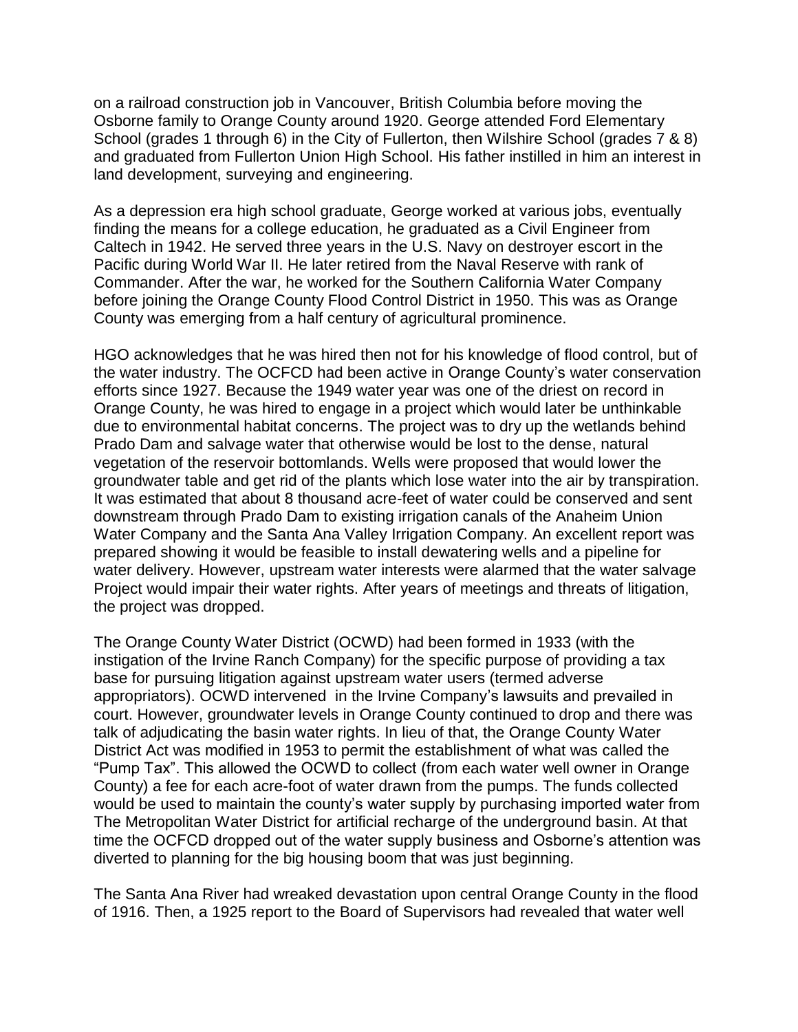on a railroad construction job in Vancouver, British Columbia before moving the Osborne family to Orange County around 1920. George attended Ford Elementary School (grades 1 through 6) in the City of Fullerton, then Wilshire School (grades 7 & 8) and graduated from Fullerton Union High School. His father instilled in him an interest in land development, surveying and engineering.

As a depression era high school graduate, George worked at various jobs, eventually finding the means for a college education, he graduated as a Civil Engineer from Caltech in 1942. He served three years in the U.S. Navy on destroyer escort in the Pacific during World War II. He later retired from the Naval Reserve with rank of Commander. After the war, he worked for the Southern California Water Company before joining the Orange County Flood Control District in 1950. This was as Orange County was emerging from a half century of agricultural prominence.

HGO acknowledges that he was hired then not for his knowledge of flood control, but of the water industry. The OCFCD had been active in Orange County's water conservation efforts since 1927. Because the 1949 water year was one of the driest on record in Orange County, he was hired to engage in a project which would later be unthinkable due to environmental habitat concerns. The project was to dry up the wetlands behind Prado Dam and salvage water that otherwise would be lost to the dense, natural vegetation of the reservoir bottomlands. Wells were proposed that would lower the groundwater table and get rid of the plants which lose water into the air by transpiration. It was estimated that about 8 thousand acre-feet of water could be conserved and sent downstream through Prado Dam to existing irrigation canals of the Anaheim Union Water Company and the Santa Ana Valley Irrigation Company. An excellent report was prepared showing it would be feasible to install dewatering wells and a pipeline for water delivery. However, upstream water interests were alarmed that the water salvage Project would impair their water rights. After years of meetings and threats of litigation, the project was dropped.

The Orange County Water District (OCWD) had been formed in 1933 (with the instigation of the Irvine Ranch Company) for the specific purpose of providing a tax base for pursuing litigation against upstream water users (termed adverse appropriators). OCWD intervened in the Irvine Company's lawsuits and prevailed in court. However, groundwater levels in Orange County continued to drop and there was talk of adjudicating the basin water rights. In lieu of that, the Orange County Water District Act was modified in 1953 to permit the establishment of what was called the "Pump Tax". This allowed the OCWD to collect (from each water well owner in Orange County) a fee for each acre-foot of water drawn from the pumps. The funds collected would be used to maintain the county's water supply by purchasing imported water from The Metropolitan Water District for artificial recharge of the underground basin. At that time the OCFCD dropped out of the water supply business and Osborne's attention was diverted to planning for the big housing boom that was just beginning.

The Santa Ana River had wreaked devastation upon central Orange County in the flood of 1916. Then, a 1925 report to the Board of Supervisors had revealed that water well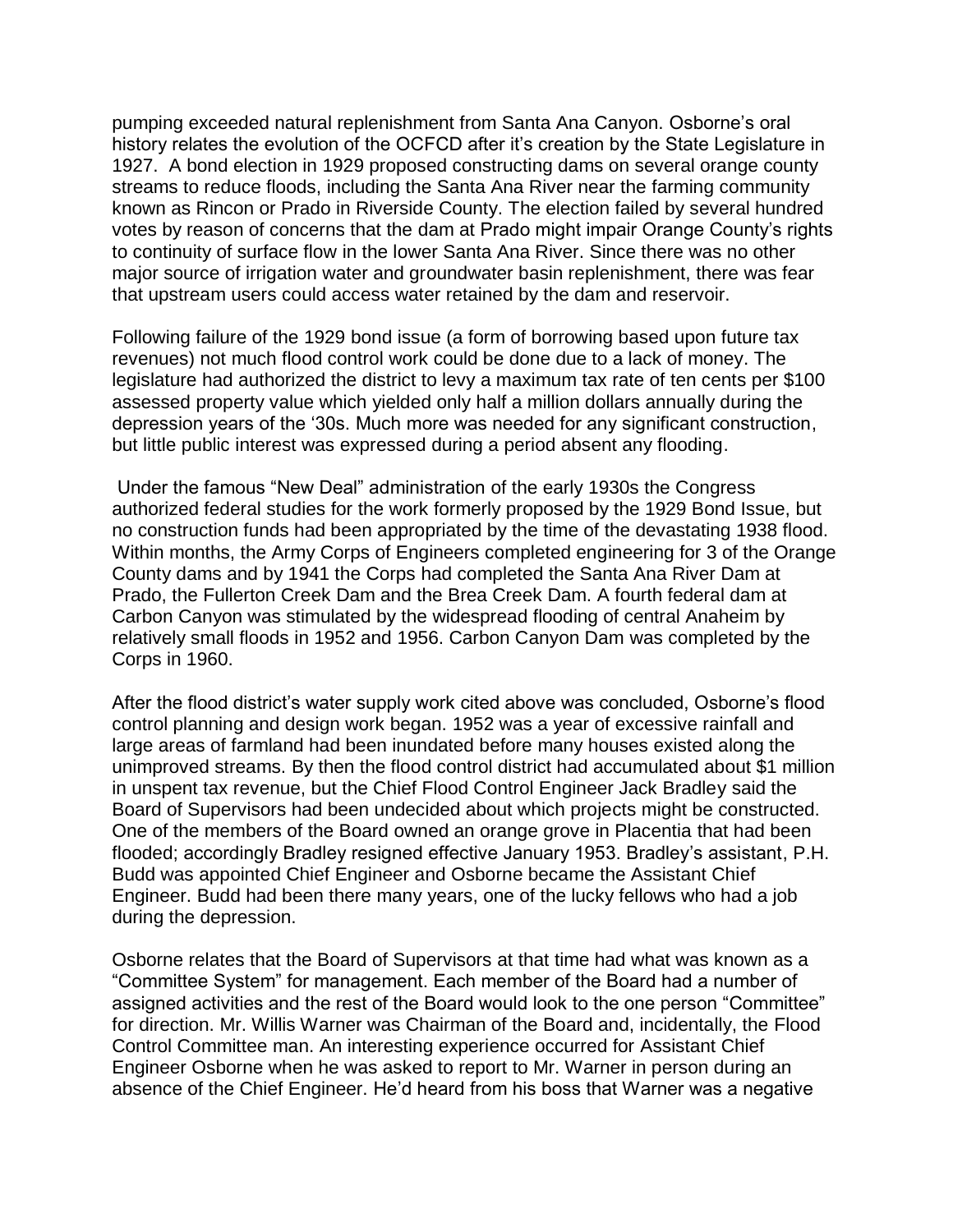pumping exceeded natural replenishment from Santa Ana Canyon. Osborne's oral history relates the evolution of the OCFCD after it's creation by the State Legislature in 1927. A bond election in 1929 proposed constructing dams on several orange county streams to reduce floods, including the Santa Ana River near the farming community known as Rincon or Prado in Riverside County. The election failed by several hundred votes by reason of concerns that the dam at Prado might impair Orange County's rights to continuity of surface flow in the lower Santa Ana River. Since there was no other major source of irrigation water and groundwater basin replenishment, there was fear that upstream users could access water retained by the dam and reservoir.

Following failure of the 1929 bond issue (a form of borrowing based upon future tax revenues) not much flood control work could be done due to a lack of money. The legislature had authorized the district to levy a maximum tax rate of ten cents per $100 assessed property value which yielded only half a million dollars annually during the depression years of the '30s. Much more was needed for any significant construction, but little public interest was expressed during a period absent any flooding.

Under the famous "New Deal" administration of the early 1930s the Congress authorized federal studies for the work formerly proposed by the 1929 Bond Issue, but no construction funds had been appropriated by the time of the devastating 1938 flood. Within months, the Army Corps of Engineers completed engineering for 3 of the Orange County dams and by 1941 the Corps had completed the Santa Ana River Dam at Prado, the Fullerton Creek Dam and the Brea Creek Dam. A fourth federal dam at Carbon Canyon was stimulated by the widespread flooding of central Anaheim by relatively small floods in 1952 and 1956. Carbon Canyon Dam was completed by the Corps in 1960.

After the flood district's water supply work cited above was concluded, Osborne's flood control planning and design work began. 1952 was a year of excessive rainfall and large areas of farmland had been inundated before many houses existed along the unimproved streams. By then the flood control district had accumulated about $1 million in unspent tax revenue, but the Chief Flood Control Engineer Jack Bradley said the Board of Supervisors had been undecided about which projects might be constructed. One of the members of the Board owned an orange grove in Placentia that had been flooded; accordingly Bradley resigned effective January 1953. Bradley's assistant, P.H. Budd was appointed Chief Engineer and Osborne became the Assistant Chief Engineer. Budd had been there many years, one of the lucky fellows who had a job during the depression.

Osborne relates that the Board of Supervisors at that time had what was known as a "Committee System" for management. Each member of the Board had a number of assigned activities and the rest of the Board would look to the one person "Committee" for direction. Mr. Willis Warner was Chairman of the Board and, incidentally, the Flood Control Committee man. An interesting experience occurred for Assistant Chief Engineer Osborne when he was asked to report to Mr. Warner in person during an absence of the Chief Engineer. He'd heard from his boss that Warner was a negative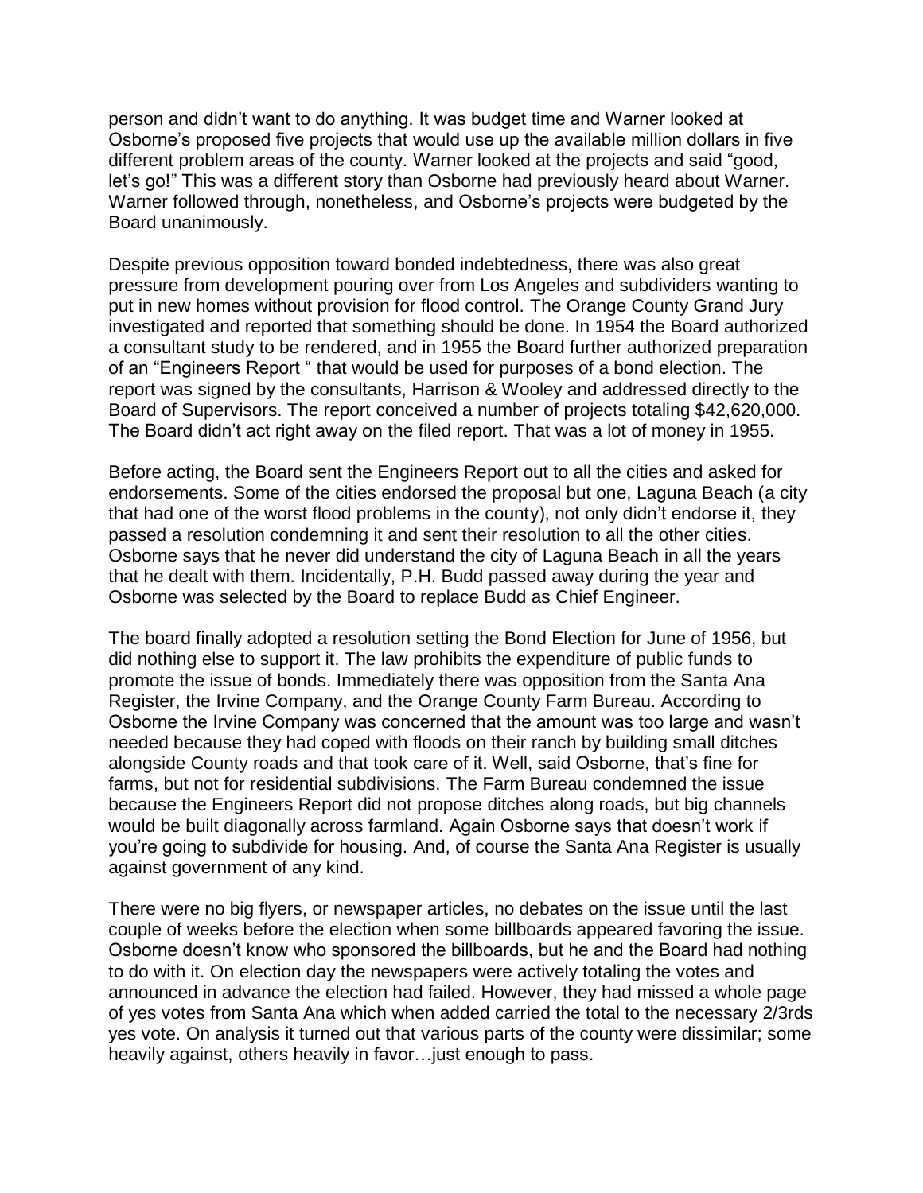person and didn't want to do anything. It was budget time and Warner looked at Osborne's proposed five projects that would use up the available million dollars in five different problem areas of the county. Warner looked at the projects and said "good, let's go!" This was a different story than Osborne had previously heard about Warner. Warner followed through, nonetheless, and Osborne's projects were budgeted by the Board unanimously.

Despite previous opposition toward bonded indebtedness, there was also great pressure from development pouring over from Los Angeles and subdividers wanting to put in new homes without provision for flood control. The Orange County Grand Jury investigated and reported that something should be done. In 1954 the Board authorized a consultant study to be rendered, and in 1955 the Board further authorized preparation of an "Engineers Report " that would be used for purposes of a bond election. The report was signed by the consultants, Harrison & Wooley and addressed directly to the Board of Supervisors. The report conceived a number of projects totaling $42,620,000. The Board didn't act right away on the filed report. That was a lot of money in 1955.

Before acting, the Board sent the Engineers Report out to all the cities and asked for endorsements. Some of the cities endorsed the proposal but one, Laguna Beach (a city that had one of the worst flood problems in the county), not only didn't endorse it, they passed a resolution condemning it and sent their resolution to all the other cities. Osborne says that he never did understand the city of Laguna Beach in all the years that he dealt with them. Incidentally, P.H. Budd passed away during the year and Osborne was selected by the Board to replace Budd as Chief Engineer.

The board finally adopted a resolution setting the Bond Election for June of 1956, but did nothing else to support it. The law prohibits the expenditure of public funds to promote the issue of bonds. Immediately there was opposition from the Santa Ana Register, the Irvine Company, and the Orange County Farm Bureau. According to Osborne the Irvine Company was concerned that the amount was too large and wasn't needed because they had coped with floods on their ranch by building small ditches alongside County roads and that took care of it. Well, said Osborne, that's fine for farms, but not for residential subdivisions. The Farm Bureau condemned the issue because the Engineers Report did not propose ditches along roads, but big channels would be built diagonally across farmland. Again Osborne says that doesn't work if you're going to subdivide for housing. And, of course the Santa Ana Register is usually against government of any kind.

There were no big flyers, or newspaper articles, no debates on the issue until the last couple of weeks before the election when some billboards appeared favoring the issue. Osborne doesn't know who sponsored the billboards, but he and the Board had nothing to do with it. On election day the newspapers were actively totaling the votes and announced in advance the election had failed. However, they had missed a whole page of yes votes from Santa Ana which when added carried the total to the necessary 2/3rds yes vote. On analysis it turned out that various parts of the county were dissimilar; some heavily against, others heavily in favor…just enough to pass.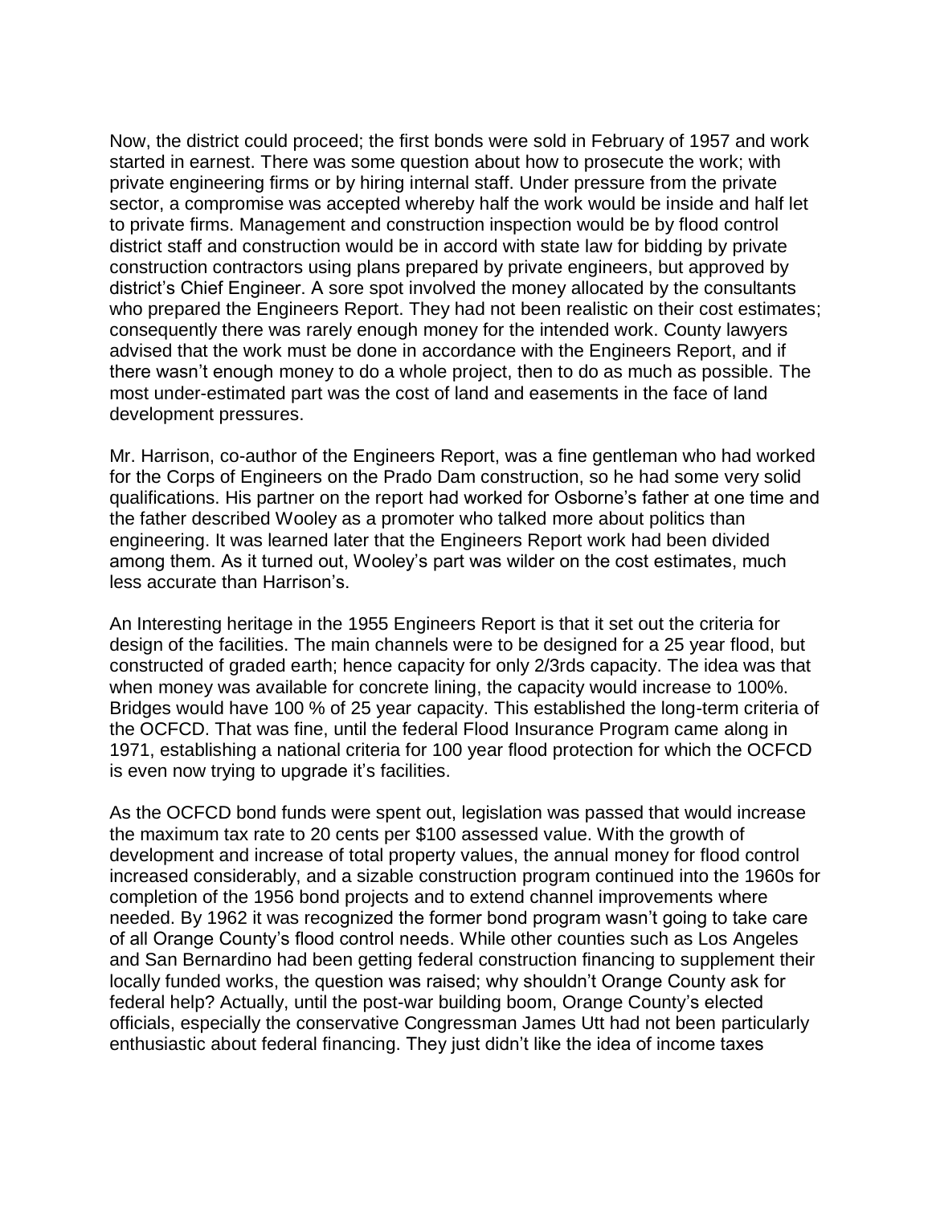Now, the district could proceed; the first bonds were sold in February of 1957 and work started in earnest. There was some question about how to prosecute the work; with private engineering firms or by hiring internal staff. Under pressure from the private sector, a compromise was accepted whereby half the work would be inside and half let to private firms. Management and construction inspection would be by flood control district staff and construction would be in accord with state law for bidding by private construction contractors using plans prepared by private engineers, but approved by district's Chief Engineer. A sore spot involved the money allocated by the consultants who prepared the Engineers Report. They had not been realistic on their cost estimates; consequently there was rarely enough money for the intended work. County lawyers advised that the work must be done in accordance with the Engineers Report, and if there wasn't enough money to do a whole project, then to do as much as possible. The most under-estimated part was the cost of land and easements in the face of land development pressures.

Mr. Harrison, co-author of the Engineers Report, was a fine gentleman who had worked for the Corps of Engineers on the Prado Dam construction, so he had some very solid qualifications. His partner on the report had worked for Osborne's father at one time and the father described Wooley as a promoter who talked more about politics than engineering. It was learned later that the Engineers Report work had been divided among them. As it turned out, Wooley's part was wilder on the cost estimates, much less accurate than Harrison's.

An Interesting heritage in the 1955 Engineers Report is that it set out the criteria for design of the facilities. The main channels were to be designed for a 25 year flood, but constructed of graded earth; hence capacity for only 2/3rds capacity. The idea was that when money was available for concrete lining, the capacity would increase to 100%. Bridges would have 100 % of 25 year capacity. This established the long-term criteria of the OCFCD. That was fine, until the federal Flood Insurance Program came along in 1971, establishing a national criteria for 100 year flood protection for which the OCFCD is even now trying to upgrade it's facilities.

As the OCFCD bond funds were spent out, legislation was passed that would increase the maximum tax rate to 20 cents per $100 assessed value. With the growth of development and increase of total property values, the annual money for flood control increased considerably, and a sizable construction program continued into the 1960s for completion of the 1956 bond projects and to extend channel improvements where needed. By 1962 it was recognized the former bond program wasn't going to take care of all Orange County's flood control needs. While other counties such as Los Angeles and San Bernardino had been getting federal construction financing to supplement their locally funded works, the question was raised; why shouldn't Orange County ask for federal help? Actually, until the post-war building boom, Orange County's elected officials, especially the conservative Congressman James Utt had not been particularly enthusiastic about federal financing. They just didn't like the idea of income taxes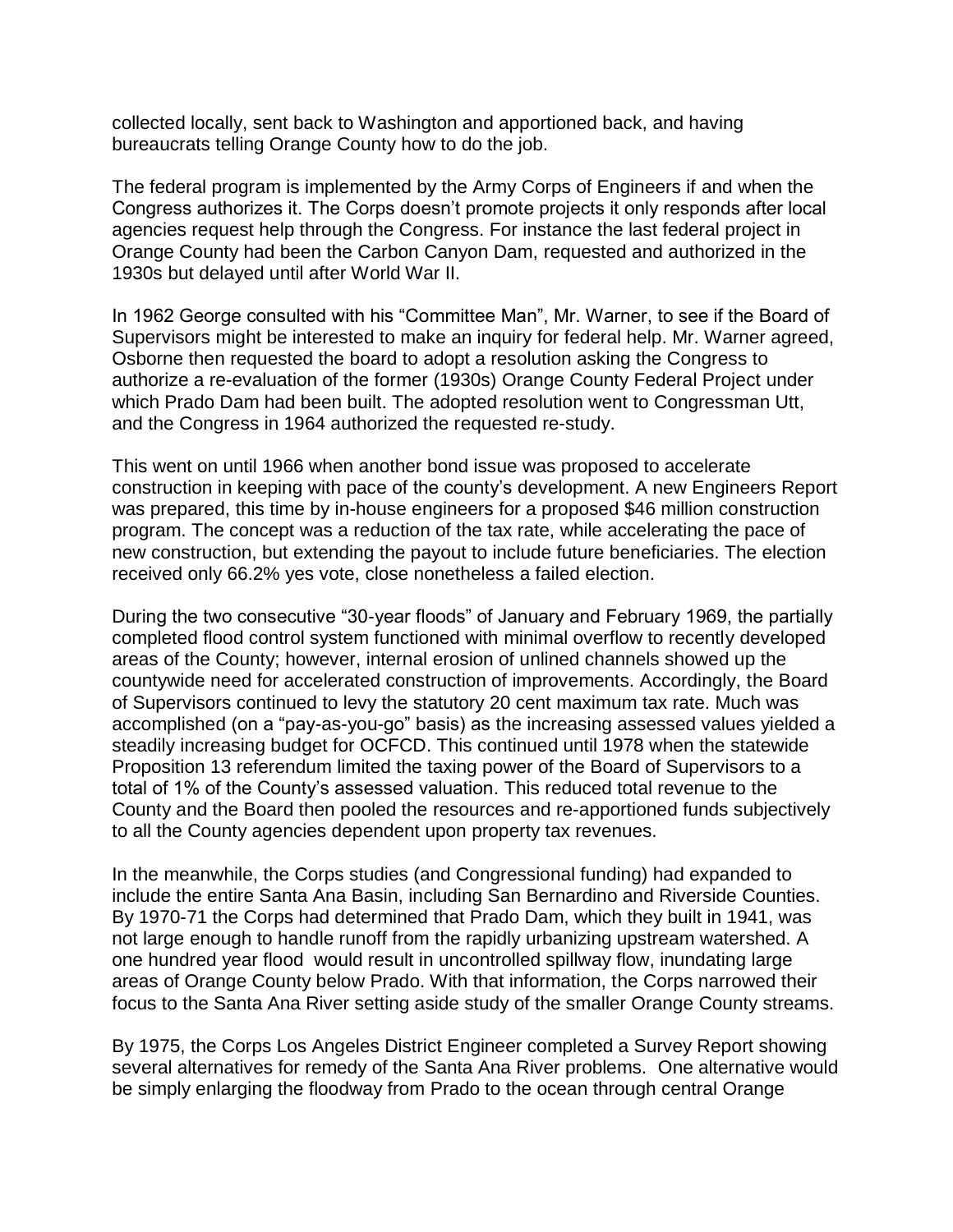collected locally, sent back to Washington and apportioned back, and having bureaucrats telling Orange County how to do the job.

The federal program is implemented by the Army Corps of Engineers if and when the Congress authorizes it. The Corps doesn't promote projects it only responds after local agencies request help through the Congress. For instance the last federal project in Orange County had been the Carbon Canyon Dam, requested and authorized in the 1930s but delayed until after World War II.

In 1962 George consulted with his "Committee Man", Mr. Warner, to see if the Board of Supervisors might be interested to make an inquiry for federal help. Mr. Warner agreed, Osborne then requested the board to adopt a resolution asking the Congress to authorize a re-evaluation of the former (1930s) Orange County Federal Project under which Prado Dam had been built. The adopted resolution went to Congressman Utt, and the Congress in 1964 authorized the requested re-study.

This went on until 1966 when another bond issue was proposed to accelerate construction in keeping with pace of the county's development. A new Engineers Report was prepared, this time by in-house engineers for a proposed \$46 million construction program. The concept was a reduction of the tax rate, while accelerating the pace of new construction, but extending the payout to include future beneficiaries. The election received only 66.2% yes vote, close nonetheless a failed election.

During the two consecutive "30-year floods" of January and February 1969, the partially completed flood control system functioned with minimal overflow to recently developed areas of the County; however, internal erosion of unlined channels showed up the countywide need for accelerated construction of improvements. Accordingly, the Board of Supervisors continued to levy the statutory 20 cent maximum tax rate. Much was accomplished (on a "pay-as-you-go" basis) as the increasing assessed values yielded a steadily increasing budget for OCFCD. This continued until 1978 when the statewide Proposition 13 referendum limited the taxing power of the Board of Supervisors to a total of 1% of the County's assessed valuation. This reduced total revenue to the County and the Board then pooled the resources and re-apportioned funds subjectively to all the County agencies dependent upon property tax revenues.

In the meanwhile, the Corps studies (and Congressional funding) had expanded to include the entire Santa Ana Basin, including San Bernardino and Riverside Counties. By 1970-71 the Corps had determined that Prado Dam, which they built in 1941, was not large enough to handle runoff from the rapidly urbanizing upstream watershed. A one hundred year flood would result in uncontrolled spillway flow, inundating large areas of Orange County below Prado. With that information, the Corps narrowed their focus to the Santa Ana River setting aside study of the smaller Orange County streams.

By 1975, the Corps Los Angeles District Engineer completed a Survey Report showing several alternatives for remedy of the Santa Ana River problems. One alternative would be simply enlarging the floodway from Prado to the ocean through central Orange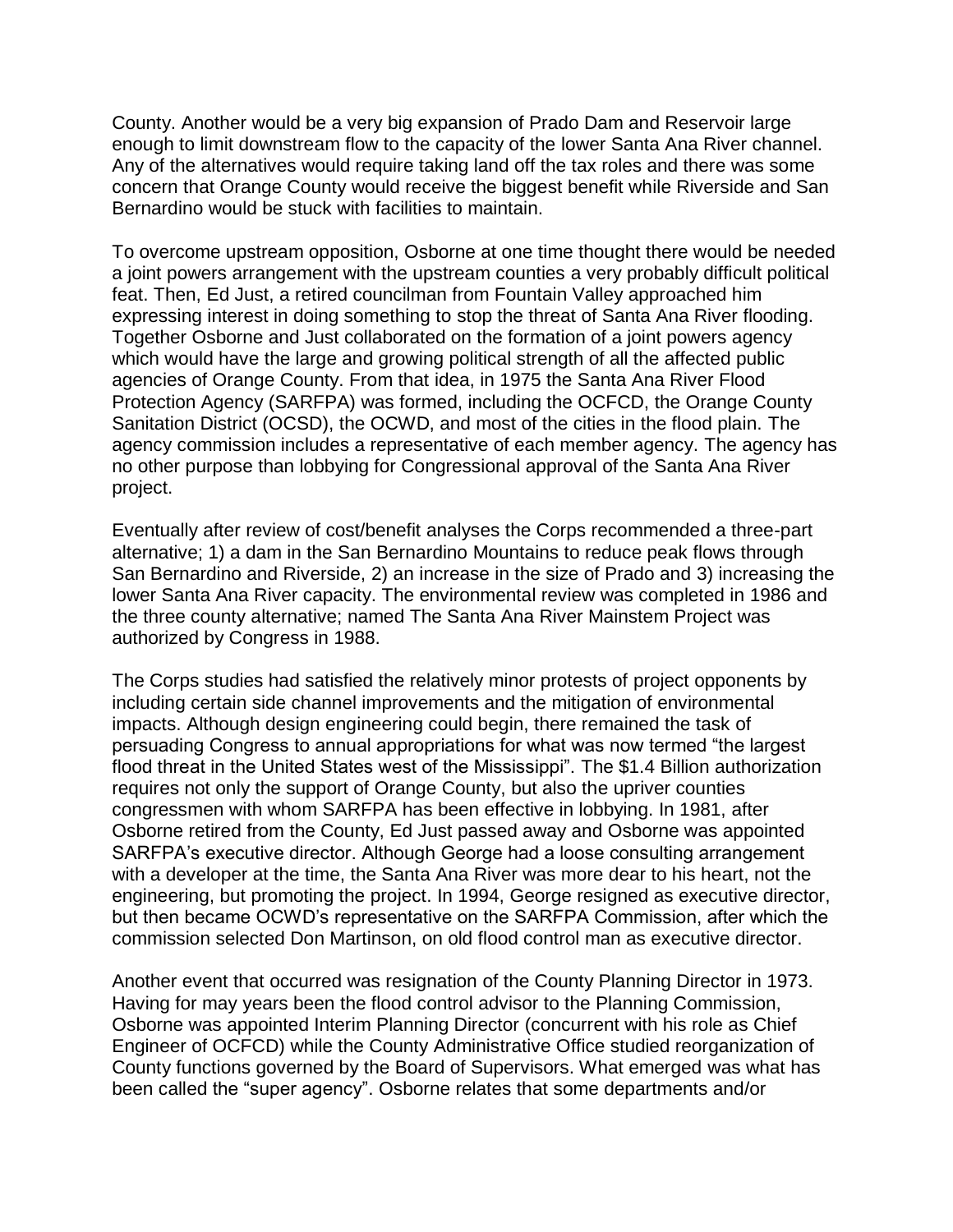County. Another would be a very big expansion of Prado Dam and Reservoir large enough to limit downstream flow to the capacity of the lower Santa Ana River channel. Any of the alternatives would require taking land off the tax roles and there was some concern that Orange County would receive the biggest benefit while Riverside and San Bernardino would be stuck with facilities to maintain.

To overcome upstream opposition, Osborne at one time thought there would be needed a joint powers arrangement with the upstream counties a very probably difficult political feat. Then, Ed Just, a retired councilman from Fountain Valley approached him expressing interest in doing something to stop the threat of Santa Ana River flooding. Together Osborne and Just collaborated on the formation of a joint powers agency which would have the large and growing political strength of all the affected public agencies of Orange County. From that idea, in 1975 the Santa Ana River Flood Protection Agency (SARFPA) was formed, including the OCFCD, the Orange County Sanitation District (OCSD), the OCWD, and most of the cities in the flood plain. The agency commission includes a representative of each member agency. The agency has no other purpose than lobbying for Congressional approval of the Santa Ana River project.

Eventually after review of cost/benefit analyses the Corps recommended a three-part alternative; 1) a dam in the San Bernardino Mountains to reduce peak flows through San Bernardino and Riverside, 2) an increase in the size of Prado and 3) increasing the lower Santa Ana River capacity. The environmental review was completed in 1986 and the three county alternative; named The Santa Ana River Mainstem Project was authorized by Congress in 1988.

The Corps studies had satisfied the relatively minor protests of project opponents by including certain side channel improvements and the mitigation of environmental impacts. Although design engineering could begin, there remained the task of persuading Congress to annual appropriations for what was now termed "the largest flood threat in the United States west of the Mississippi". The $1.4 Billion authorization requires not only the support of Orange County, but also the upriver counties congressmen with whom SARFPA has been effective in lobbying. In 1981, after Osborne retired from the County, Ed Just passed away and Osborne was appointed SARFPA's executive director. Although George had a loose consulting arrangement with a developer at the time, the Santa Ana River was more dear to his heart, not the engineering, but promoting the project. In 1994, George resigned as executive director, but then became OCWD's representative on the SARFPA Commission, after which the commission selected Don Martinson, on old flood control man as executive director.

Another event that occurred was resignation of the County Planning Director in 1973. Having for may years been the flood control advisor to the Planning Commission, Osborne was appointed Interim Planning Director (concurrent with his role as Chief Engineer of OCFCD) while the County Administrative Office studied reorganization of County functions governed by the Board of Supervisors. What emerged was what has been called the "super agency". Osborne relates that some departments and/or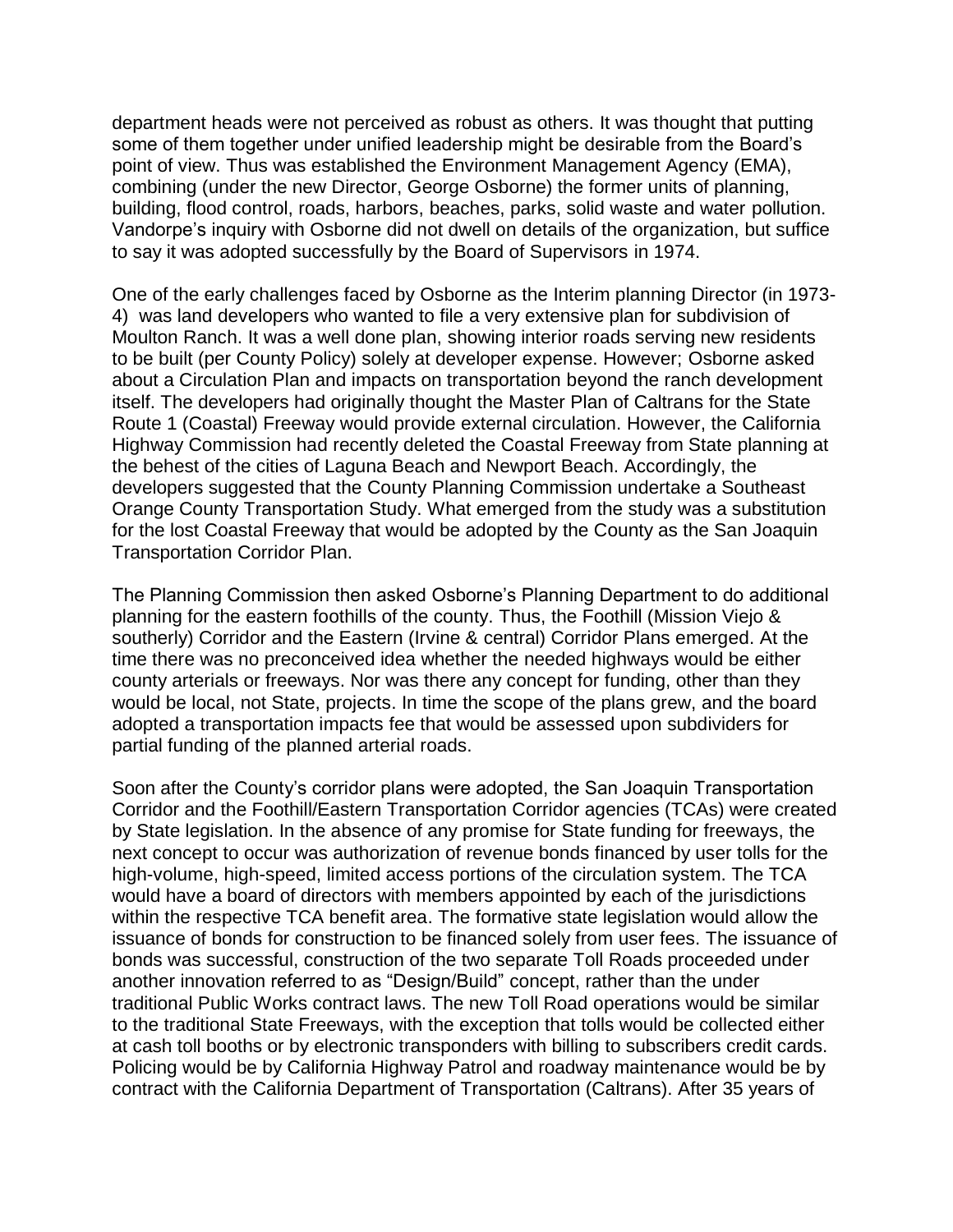department heads were not perceived as robust as others. It was thought that putting some of them together under unified leadership might be desirable from the Board's point of view. Thus was established the Environment Management Agency (EMA), combining (under the new Director, George Osborne) the former units of planning, building, flood control, roads, harbors, beaches, parks, solid waste and water pollution. Vandorpe's inquiry with Osborne did not dwell on details of the organization, but suffice to say it was adopted successfully by the Board of Supervisors in 1974.

One of the early challenges faced by Osborne as the Interim planning Director (in 1973-4) was land developers who wanted to file a very extensive plan for subdivision of Moulton Ranch. It was a well done plan, showing interior roads serving new residents to be built (per County Policy) solely at developer expense. However; Osborne asked about a Circulation Plan and impacts on transportation beyond the ranch development itself. The developers had originally thought the Master Plan of Caltrans for the State Route 1 (Coastal) Freeway would provide external circulation. However, the California Highway Commission had recently deleted the Coastal Freeway from State planning at the behest of the cities of Laguna Beach and Newport Beach. Accordingly, the developers suggested that the County Planning Commission undertake a Southeast Orange County Transportation Study. What emerged from the study was a substitution for the lost Coastal Freeway that would be adopted by the County as the San Joaquin Transportation Corridor Plan.

The Planning Commission then asked Osborne's Planning Department to do additional planning for the eastern foothills of the county. Thus, the Foothill (Mission Viejo & southerly) Corridor and the Eastern (Irvine & central) Corridor Plans emerged. At the time there was no preconceived idea whether the needed highways would be either county arterials or freeways. Nor was there any concept for funding, other than they would be local, not State, projects. In time the scope of the plans grew, and the board adopted a transportation impacts fee that would be assessed upon subdividers for partial funding of the planned arterial roads.

Soon after the County's corridor plans were adopted, the San Joaquin Transportation Corridor and the Foothill/Eastern Transportation Corridor agencies (TCAs) were created by State legislation. In the absence of any promise for State funding for freeways, the next concept to occur was authorization of revenue bonds financed by user tolls for the high-volume, high-speed, limited access portions of the circulation system. The TCA would have a board of directors with members appointed by each of the jurisdictions within the respective TCA benefit area. The formative state legislation would allow the issuance of bonds for construction to be financed solely from user fees. The issuance of bonds was successful, construction of the two separate Toll Roads proceeded under another innovation referred to as "Design/Build" concept, rather than the under traditional Public Works contract laws. The new Toll Road operations would be similar to the traditional State Freeways, with the exception that tolls would be collected either at cash toll booths or by electronic transponders with billing to subscribers credit cards. Policing would be by California Highway Patrol and roadway maintenance would be by contract with the California Department of Transportation (Caltrans). After 35 years of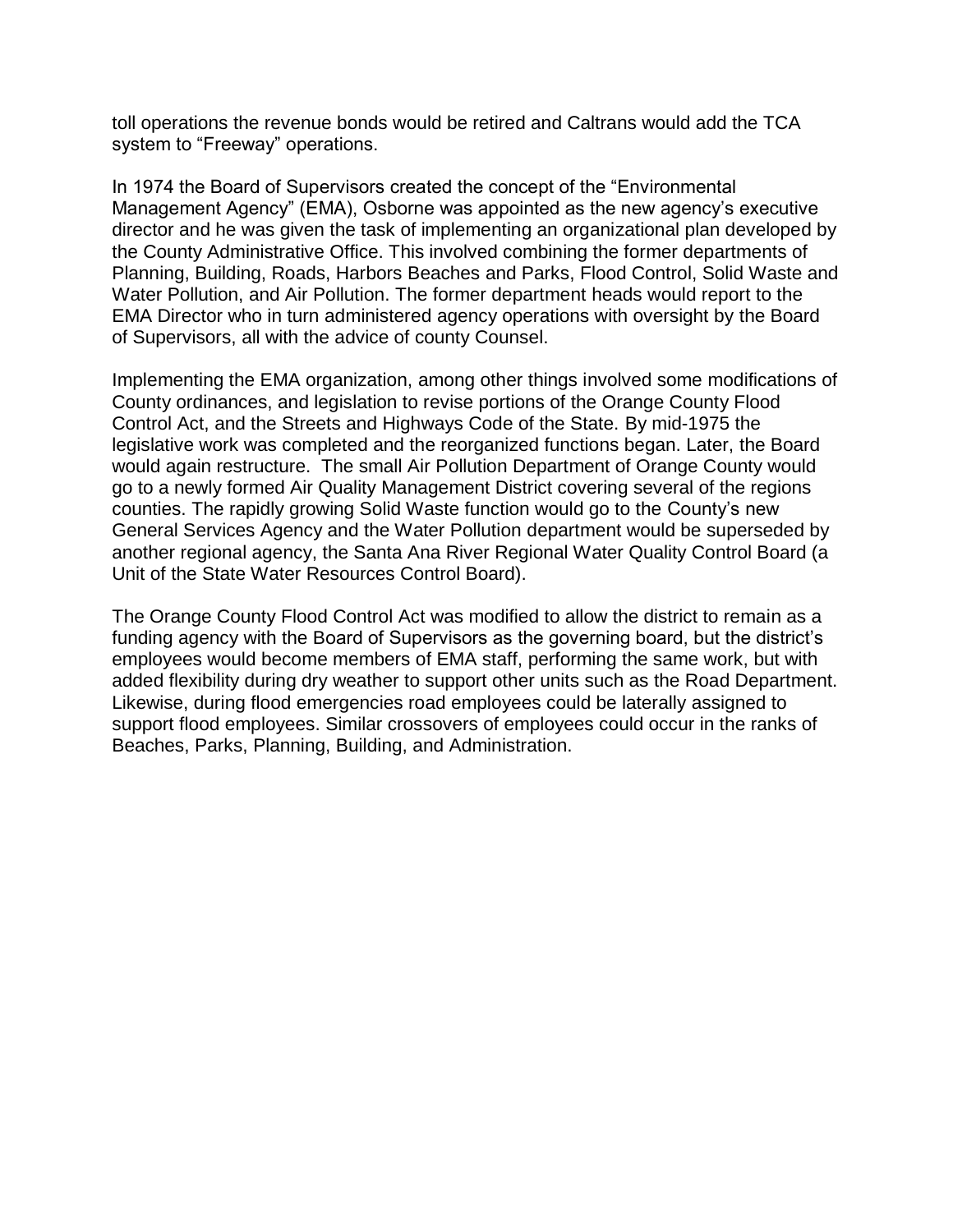toll operations the revenue bonds would be retired and Caltrans would add the TCA system to "Freeway" operations.

In 1974 the Board of Supervisors created the concept of the "Environmental Management Agency" (EMA), Osborne was appointed as the new agency's executive director and he was given the task of implementing an organizational plan developed by the County Administrative Office. This involved combining the former departments of Planning, Building, Roads, Harbors Beaches and Parks, Flood Control, Solid Waste and Water Pollution, and Air Pollution. The former department heads would report to the EMA Director who in turn administered agency operations with oversight by the Board of Supervisors, all with the advice of county Counsel.

Implementing the EMA organization, among other things involved some modifications of County ordinances, and legislation to revise portions of the Orange County Flood Control Act, and the Streets and Highways Code of the State. By mid-1975 the legislative work was completed and the reorganized functions began. Later, the Board would again restructure. The small Air Pollution Department of Orange County would go to a newly formed Air Quality Management District covering several of the regions counties. The rapidly growing Solid Waste function would go to the County's new General Services Agency and the Water Pollution department would be superseded by another regional agency, the Santa Ana River Regional Water Quality Control Board (a Unit of the State Water Resources Control Board).

The Orange County Flood Control Act was modified to allow the district to remain as a funding agency with the Board of Supervisors as the governing board, but the district's employees would become members of EMA staff, performing the same work, but with added flexibility during dry weather to support other units such as the Road Department. Likewise, during flood emergencies road employees could be laterally assigned to support flood employees. Similar crossovers of employees could occur in the ranks of Beaches, Parks, Planning, Building, and Administration.